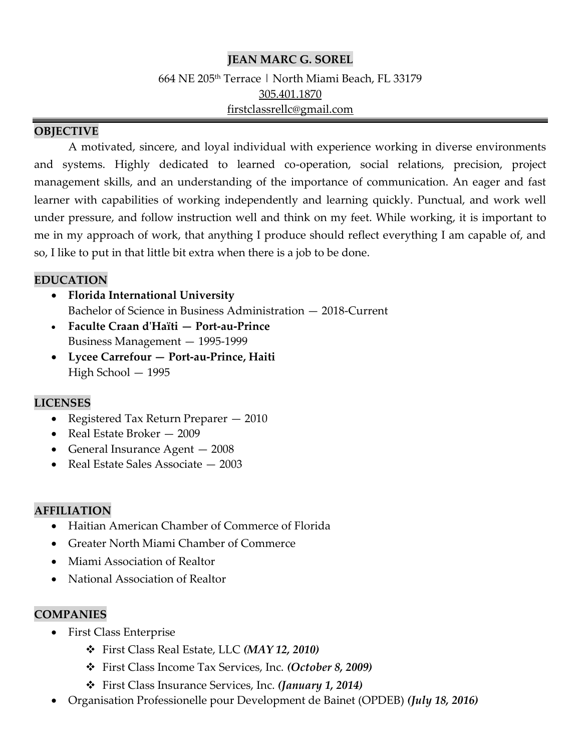# JEAN MARC G. SOREL

664 NE 205th Terrace | North Miami Beach, FL 33179
305.401.1870
firstclassrellc@gmail.com

## OBJECTIVE

A motivated, sincere, and loyal individual with experience working in diverse environments and systems. Highly dedicated to learned co-operation, social relations, precision, project management skills, and an understanding of the importance of communication. An eager and fast learner with capabilities of working independently and learning quickly. Punctual, and work well under pressure, and follow instruction well and think on my feet. While working, it is important to me in my approach of work, that anything I produce should reflect everything I am capable of, and so, I like to put in that little bit extra when there is a job to be done.

## EDUCATION

- **Florida International University**
  Bachelor of Science in Business Administration — 2018-Current
- **Faculte Craan d'Haïti — Port-au-Prince**
  Business Management — 1995-1999
- **Lycee Carrefour — Port-au-Prince, Haiti**
  High School — 1995

## LICENSES

- Registered Tax Return Preparer — 2010
- Real Estate Broker — 2009
- General Insurance Agent — 2008
- Real Estate Sales Associate — 2003

## AFFILIATION

- Haitian American Chamber of Commerce of Florida
- Greater North Miami Chamber of Commerce
- Miami Association of Realtor
- National Association of Realtor

## COMPANIES

- First Class Enterprise
  - ❖ First Class Real Estate, LLC ***(MAY 12, 2010)***
  - ❖ First Class Income Tax Services, Inc. ***(October 8, 2009)***
  - ❖ First Class Insurance Services, Inc. ***(January 1, 2014)***
- Organisation Professionelle pour Development de Bainet (OPDEB) ***(July 18, 2016)***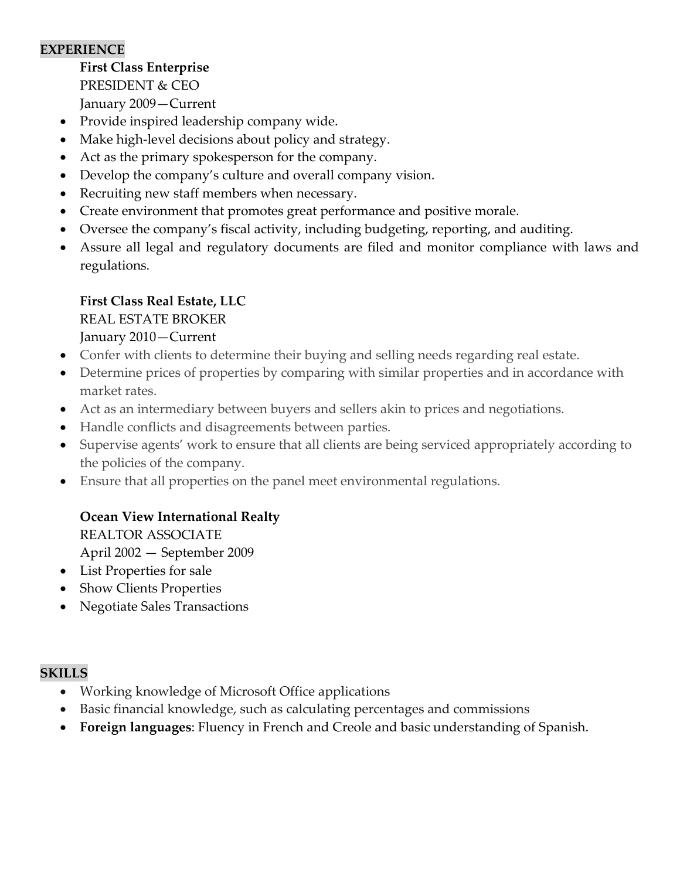## EXPERIENCE

**First Class Enterprise**
PRESIDENT & CEO
January 2009—Current

- Provide inspired leadership company wide.
- Make high-level decisions about policy and strategy.
- Act as the primary spokesperson for the company.
- Develop the company's culture and overall company vision.
- Recruiting new staff members when necessary.
- Create environment that promotes great performance and positive morale.
- Oversee the company's fiscal activity, including budgeting, reporting, and auditing.
- Assure all legal and regulatory documents are filed and monitor compliance with laws and regulations.

**First Class Real Estate, LLC**
REAL ESTATE BROKER
January 2010—Current

- Confer with clients to determine their buying and selling needs regarding real estate.
- Determine prices of properties by comparing with similar properties and in accordance with market rates.
- Act as an intermediary between buyers and sellers akin to prices and negotiations.
- Handle conflicts and disagreements between parties.
- Supervise agents' work to ensure that all clients are being serviced appropriately according to the policies of the company.
- Ensure that all properties on the panel meet environmental regulations.

**Ocean View International Realty**
REALTOR ASSOCIATE
April 2002 — September 2009

- List Properties for sale
- Show Clients Properties
- Negotiate Sales Transactions

## SKILLS

- Working knowledge of Microsoft Office applications
- Basic financial knowledge, such as calculating percentages and commissions
- **Foreign languages**: Fluency in French and Creole and basic understanding of Spanish.